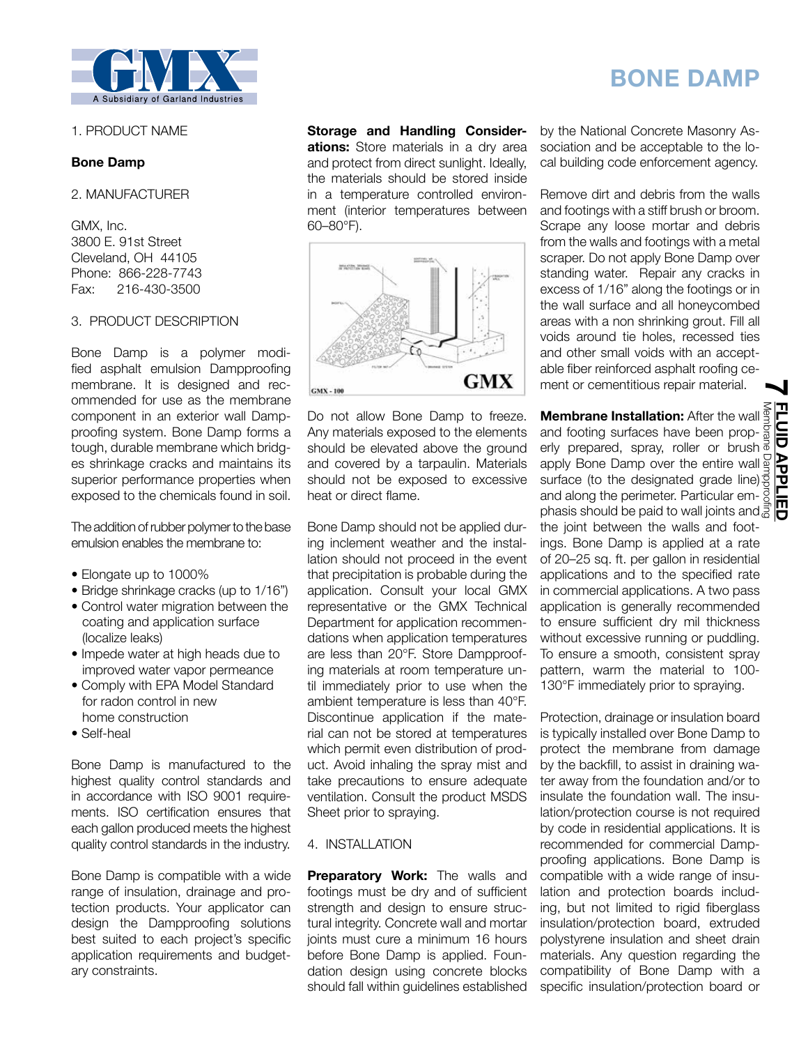# BONE DAMP

1. PRODUCT NAME

**Bone Damp**

2. MANUFACTURER

GMX, Inc.
3800 E. 91st Street
Cleveland, OH 44105
Phone: 866-228-7743
Fax: 216-430-3500

3. PRODUCT DESCRIPTION

Bone Damp is a polymer modified asphalt emulsion Dampproofing membrane. It is designed and recommended for use as the membrane component in an exterior wall Dampproofing system. Bone Damp forms a tough, durable membrane which bridges shrinkage cracks and maintains its superior performance properties when exposed to the chemicals found in soil.

The addition of rubber polymer to the base emulsion enables the membrane to:

- Elongate up to 1000%
- Bridge shrinkage cracks (up to 1/16")
- Control water migration between the coating and application surface (localize leaks)
- Impede water at high heads due to improved water vapor permeance
- Comply with EPA Model Standard for radon control in new home construction
- Self-heal

Bone Damp is manufactured to the highest quality control standards and in accordance with ISO 9001 requirements. ISO certification ensures that each gallon produced meets the highest quality control standards in the industry.

Bone Damp is compatible with a wide range of insulation, drainage and protection products. Your applicator can design the Dampproofing solutions best suited to each project's specific application requirements and budgetary constraints.

**Storage and Handling Considerations:** Store materials in a dry area and protect from direct sunlight. Ideally, the materials should be stored inside in a temperature controlled environment (interior temperatures between 60–80°F).

GMX - 100

Do not allow Bone Damp to freeze. Any materials exposed to the elements should be elevated above the ground and covered by a tarpaulin. Materials should not be exposed to excessive heat or direct flame.

Bone Damp should not be applied during inclement weather and the installation should not proceed in the event that precipitation is probable during the application. Consult your local GMX representative or the GMX Technical Department for application recommendations when application temperatures are less than 20°F. Store Dampproofing materials at room temperature until immediately prior to use when the ambient temperature is less than 40°F. Discontinue application if the material can not be stored at temperatures which permit even distribution of product. Avoid inhaling the spray mist and take precautions to ensure adequate ventilation. Consult the product MSDS Sheet prior to spraying.

4. INSTALLATION

**Preparatory Work:** The walls and footings must be dry and of sufficient strength and design to ensure structural integrity. Concrete wall and mortar joints must cure a minimum 16 hours before Bone Damp is applied. Foundation design using concrete blocks should fall within guidelines established by the National Concrete Masonry Association and be acceptable to the local building code enforcement agency.

Remove dirt and debris from the walls and footings with a stiff brush or broom. Scrape any loose mortar and debris from the walls and footings with a metal scraper. Do not apply Bone Damp over standing water. Repair any cracks in excess of 1/16" along the footings or in the wall surface and all honeycombed areas with a non shrinking grout. Fill all voids around tie holes, recessed ties and other small voids with an acceptable fiber reinforced asphalt roofing cement or cementitious repair material.

**Membrane Installation:** After the wall and footing surfaces have been properly prepared, spray, roller or brush apply Bone Damp over the entire wall surface (to the designated grade line) and along the perimeter. Particular emphasis should be paid to wall joints and the joint between the walls and footings. Bone Damp is applied at a rate of 20–25 sq. ft. per gallon in residential applications and to the specified rate in commercial applications. A two pass application is generally recommended to ensure sufficient dry mil thickness without excessive running or puddling. To ensure a smooth, consistent spray pattern, warm the material to 100-130°F immediately prior to spraying.

Protection, drainage or insulation board is typically installed over Bone Damp to protect the membrane from damage by the backfill, to assist in draining water away from the foundation and/or to insulate the foundation wall. The insulation/protection course is not required by code in residential applications. It is recommended for commercial Dampproofing applications. Bone Damp is compatible with a wide range of insulation and protection boards including, but not limited to rigid fiberglass insulation/protection board, extruded polystyrene insulation and sheet drain materials. Any question regarding the compatibility of Bone Damp with a specific insulation/protection board or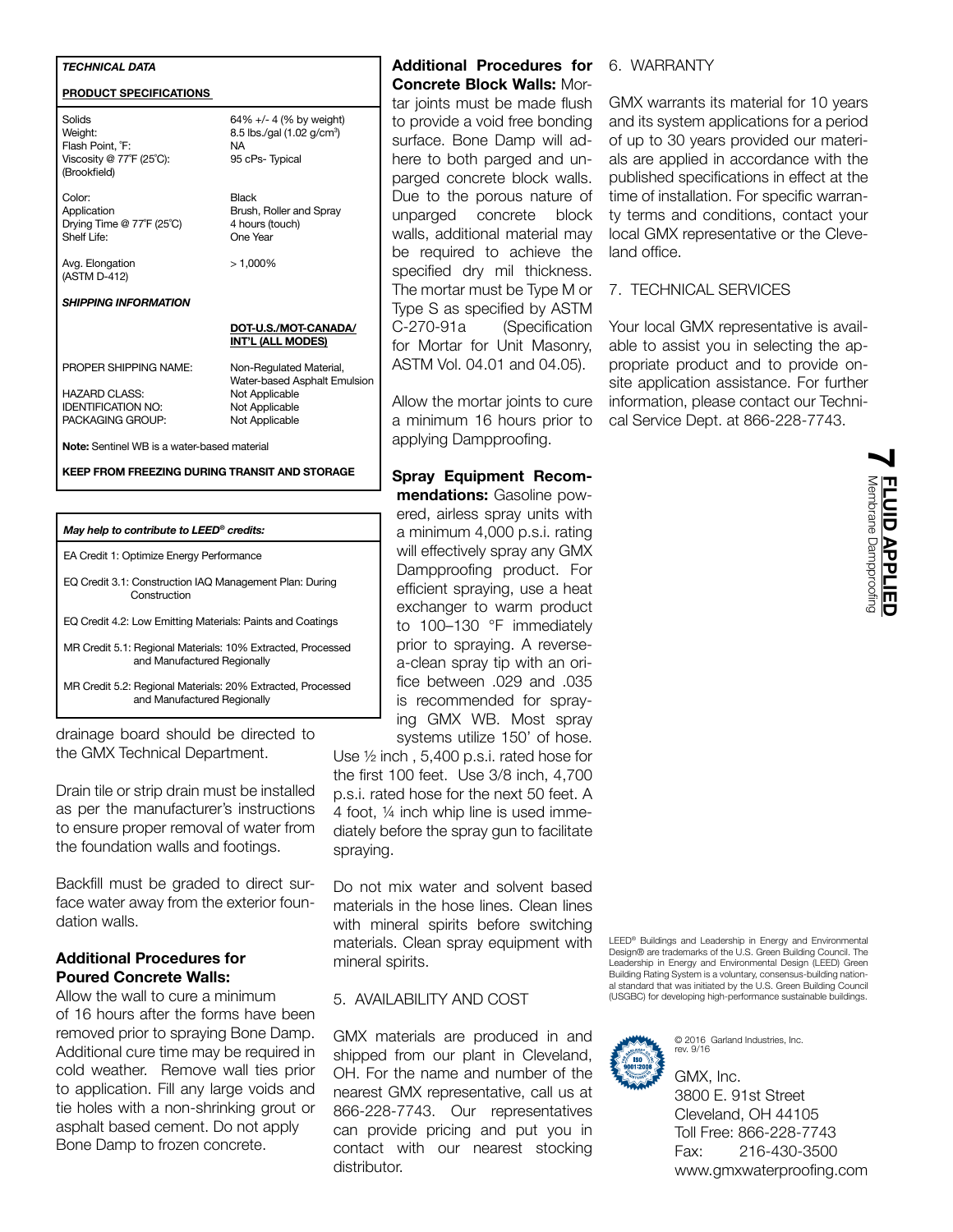***TECHNICAL DATA***

**PRODUCT SPECIFICATIONS**

| | |
|---|---|
| Solids | 64% +/- 4 (% by weight) |
| Weight: | 8.5 lbs./gal (1.02 g/cm³) |
| Flash Point, °F: | NA |
| Viscosity @ 77°F (25°C): (Brookfield) | 95 cPs- Typical |
| Color: | Black |
| Application | Brush, Roller and Spray |
| Drying Time @ 77°F (25°C) | 4 hours (touch) |
| Shelf Life: | One Year |
| Avg. Elongation (ASTM D-412) | > 1,000% |

***SHIPPING INFORMATION***

| | **DOT-U.S./MOT-CANADA/ INT'L (ALL MODES)** |
|---|---|
| PROPER SHIPPING NAME: | Non-Regulated Material, Water-based Asphalt Emulsion |
| HAZARD CLASS: | Not Applicable |
| IDENTIFICATION NO: | Not Applicable |
| PACKAGING GROUP: | Not Applicable |

**Note:** Sentinel WB is a water-based material

**KEEP FROM FREEZING DURING TRANSIT AND STORAGE**

***May help to contribute to LEED® credits:***

- EA Credit 1: Optimize Energy Performance
- EQ Credit 3.1: Construction IAQ Management Plan: During Construction
- EQ Credit 4.2: Low Emitting Materials: Paints and Coatings
- MR Credit 5.1: Regional Materials: 10% Extracted, Processed and Manufactured Regionally
- MR Credit 5.2: Regional Materials: 20% Extracted, Processed and Manufactured Regionally

drainage board should be directed to the GMX Technical Department.

Drain tile or strip drain must be installed as per the manufacturer's instructions to ensure proper removal of water from the foundation walls and footings.

Backfill must be graded to direct surface water away from the exterior foundation walls.

**Additional Procedures for Poured Concrete Walls:**

Allow the wall to cure a minimum of 16 hours after the forms have been removed prior to spraying Bone Damp. Additional cure time may be required in cold weather. Remove wall ties prior to application. Fill any large voids and tie holes with a non-shrinking grout or asphalt based cement. Do not apply Bone Damp to frozen concrete.

**Additional Procedures for Concrete Block Walls:** Mortar joints must be made flush to provide a void free bonding surface. Bone Damp will adhere to both parged and unparged concrete block walls. Due to the porous nature of unparged concrete block walls, additional material may be required to achieve the specified dry mil thickness. The mortar must be Type M or Type S as specified by ASTM C-270-91a (Specification for Mortar for Unit Masonry, ASTM Vol. 04.01 and 04.05).

Allow the mortar joints to cure a minimum 16 hours prior to applying Dampproofing.

**Spray Equipment Recommendations:** Gasoline powered, airless spray units with a minimum 4,000 p.s.i. rating will effectively spray any GMX Dampproofing product. For efficient spraying, use a heat exchanger to warm product to 100–130 °F immediately prior to spraying. A reverse-a-clean spray tip with an orifice between .029 and .035 is recommended for spraying GMX WB. Most spray systems utilize 150' of hose. Use ½ inch , 5,400 p.s.i. rated hose for the first 100 feet. Use 3/8 inch, 4,700 p.s.i. rated hose for the next 50 feet. A 4 foot, ¼ inch whip line is used immediately before the spray gun to facilitate spraying.

Do not mix water and solvent based materials in the hose lines. Clean lines with mineral spirits before switching materials. Clean spray equipment with mineral spirits.

## 5. AVAILABILITY AND COST

GMX materials are produced in and shipped from our plant in Cleveland, OH. For the name and number of the nearest GMX representative, call us at 866-228-7743. Our representatives can provide pricing and put you in contact with our nearest stocking distributor.

## 6. WARRANTY

GMX warrants its material for 10 years and its system applications for a period of up to 30 years provided our materials are applied in accordance with the published specifications in effect at the time of installation. For specific warranty terms and conditions, contact your local GMX representative or the Cleveland office.

## 7. TECHNICAL SERVICES

Your local GMX representative is available to assist you in selecting the appropriate product and to provide on-site application assistance. For further information, please contact our Technical Service Dept. at 866-228-7743.

**7 FLUID APPLIED** Membrane Dampproofing

LEED® Buildings and Leadership in Energy and Environmental Design® are trademarks of the U.S. Green Building Council. The Leadership in Energy and Environmental Design (LEED) Green Building Rating System is a voluntary, consensus-building national standard that was initiated by the U.S. Green Building Council (USGBC) for developing high-performance sustainable buildings.

© 2016 Garland Industries, Inc.
rev. 9/16

GMX, Inc.
3800 E. 91st Street
Cleveland, OH 44105
Toll Free: 866-228-7743
Fax: 216-430-3500
www.gmxwaterproofing.com